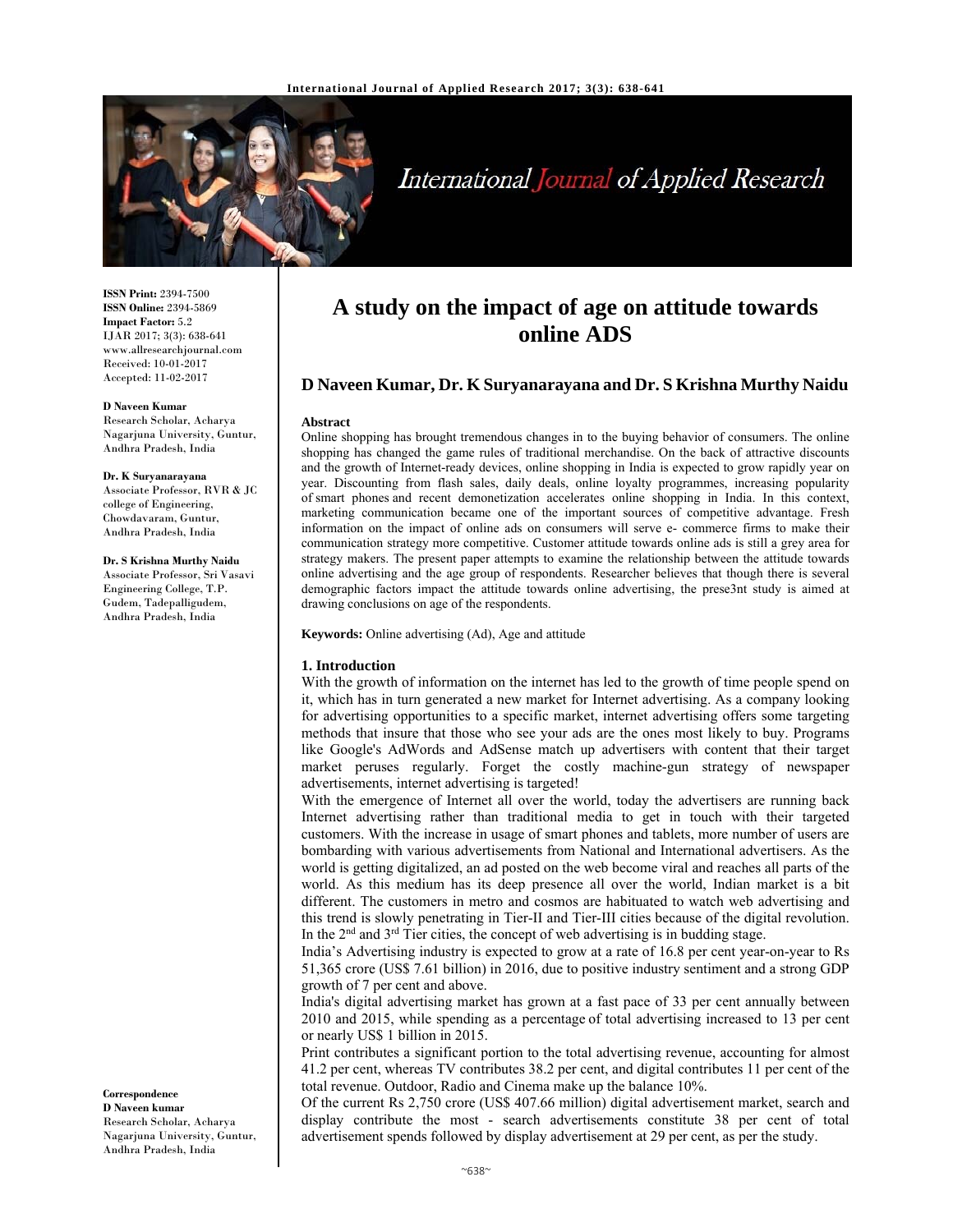ISSN Print: 2394-7500
ISSN Online: 2394-5869
Impact Factor: 5.2
IJAR 2017; 3(3): 638-641
www.allresearchjournal.com
Received: 10-01-2017
Accepted: 11-02-2017

**D Naveen Kumar**
Research Scholar, Acharya Nagarjuna University, Guntur, Andhra Pradesh, India

**Dr. K Suryanarayana**
Associate Professor, RVR & JC college of Engineering, Chowdavaram, Guntur, Andhra Pradesh, India

**Dr. S Krishna Murthy Naidu**
Associate Professor, Sri Vasavi Engineering College, T.P. Gudem, Tadepalligudem, Andhra Pradesh, India

**Correspondence**
**D Naveen kumar**
Research Scholar, Acharya Nagarjuna University, Guntur, Andhra Pradesh, India

# A study on the impact of age on attitude towards online ADS

## D Naveen Kumar, Dr. K Suryanarayana and Dr. S Krishna Murthy Naidu

**Abstract**

Online shopping has brought tremendous changes in to the buying behavior of consumers. The online shopping has changed the game rules of traditional merchandise. On the back of attractive discounts and the growth of Internet-ready devices, online shopping in India is expected to grow rapidly year on year. Discounting from flash sales, daily deals, online loyalty programmes, increasing popularity of smart phones and recent demonetization accelerates online shopping in India. In this context, marketing communication became one of the important sources of competitive advantage. Fresh information on the impact of online ads on consumers will serve e- commerce firms to make their communication strategy more competitive. Customer attitude towards online ads is still a grey area for strategy makers. The present paper attempts to examine the relationship between the attitude towards online advertising and the age group of respondents. Researcher believes that though there is several demographic factors impact the attitude towards online advertising, the prese3nt study is aimed at drawing conclusions on age of the respondents.

**Keywords:** Online advertising (Ad), Age and attitude

### 1. Introduction

With the growth of information on the internet has led to the growth of time people spend on it, which has in turn generated a new market for Internet advertising. As a company looking for advertising opportunities to a specific market, internet advertising offers some targeting methods that insure that those who see your ads are the ones most likely to buy. Programs like Google's AdWords and AdSense match up advertisers with content that their target market peruses regularly. Forget the costly machine-gun strategy of newspaper advertisements, internet advertising is targeted!

With the emergence of Internet all over the world, today the advertisers are running back Internet advertising rather than traditional media to get in touch with their targeted customers. With the increase in usage of smart phones and tablets, more number of users are bombarding with various advertisements from National and International advertisers. As the world is getting digitalized, an ad posted on the web become viral and reaches all parts of the world. As this medium has its deep presence all over the world, Indian market is a bit different. The customers in metro and cosmos are habituated to watch web advertising and this trend is slowly penetrating in Tier-II and Tier-III cities because of the digital revolution. In the 2nd and 3rd Tier cities, the concept of web advertising is in budding stage.

India's Advertising industry is expected to grow at a rate of 16.8 per cent year-on-year to Rs 51,365 crore (US$ 7.61 billion) in 2016, due to positive industry sentiment and a strong GDP growth of 7 per cent and above.

India's digital advertising market has grown at a fast pace of 33 per cent annually between 2010 and 2015, while spending as a percentage of total advertising increased to 13 per cent or nearly US$ 1 billion in 2015.

Print contributes a significant portion to the total advertising revenue, accounting for almost 41.2 per cent, whereas TV contributes 38.2 per cent, and digital contributes 11 per cent of the total revenue. Outdoor, Radio and Cinema make up the balance 10%.

Of the current Rs 2,750 crore (US$ 407.66 million) digital advertisement market, search and display contribute the most - search advertisements constitute 38 per cent of total advertisement spends followed by display advertisement at 29 per cent, as per the study.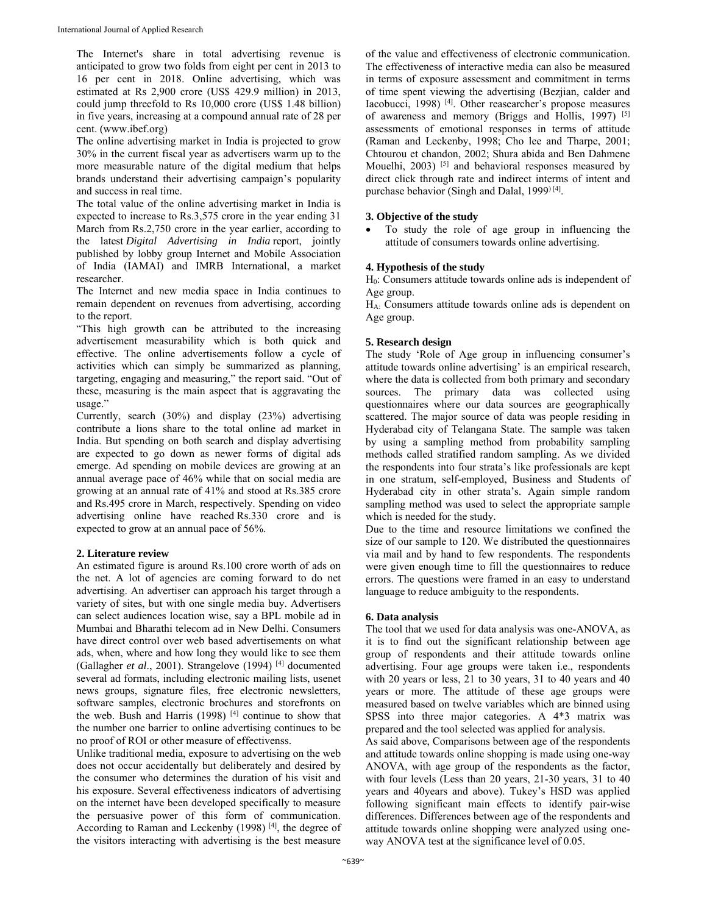The Internet's share in total advertising revenue is anticipated to grow two folds from eight per cent in 2013 to 16 per cent in 2018. Online advertising, which was estimated at Rs 2,900 crore (US$ 429.9 million) in 2013, could jump threefold to Rs 10,000 crore (US$ 1.48 billion) in five years, increasing at a compound annual rate of 28 per cent. (www.ibef.org)

The online advertising market in India is projected to grow 30% in the current fiscal year as advertisers warm up to the more measurable nature of the digital medium that helps brands understand their advertising campaign's popularity and success in real time.

The total value of the online advertising market in India is expected to increase to Rs.3,575 crore in the year ending 31 March from Rs.2,750 crore in the year earlier, according to the latest *Digital Advertising in India* report, jointly published by lobby group Internet and Mobile Association of India (IAMAI) and IMRB International, a market researcher.

The Internet and new media space in India continues to remain dependent on revenues from advertising, according to the report.

"This high growth can be attributed to the increasing advertisement measurability which is both quick and effective. The online advertisements follow a cycle of activities which can simply be summarized as planning, targeting, engaging and measuring," the report said. "Out of these, measuring is the main aspect that is aggravating the usage."

Currently, search (30%) and display (23%) advertising contribute a lions share to the total online ad market in India. But spending on both search and display advertising are expected to go down as newer forms of digital ads emerge. Ad spending on mobile devices are growing at an annual average pace of 46% while that on social media are growing at an annual rate of 41% and stood at Rs.385 crore and Rs.495 crore in March, respectively. Spending on video advertising online have reached Rs.330 crore and is expected to grow at an annual pace of 56%.

## 2. Literature review

An estimated figure is around Rs.100 crore worth of ads on the net. A lot of agencies are coming forward to do net advertising. An advertiser can approach his target through a variety of sites, but with one single media buy. Advertisers can select audiences location wise, say a BPL mobile ad in Mumbai and Bharathi telecom ad in New Delhi. Consumers have direct control over web based advertisements on what ads, when, where and how long they would like to see them (Gallagher *et al*., 2001). Strangelove (1994) [4] documented several ad formats, including electronic mailing lists, usenet news groups, signature files, free electronic newsletters, software samples, electronic brochures and storefronts on the web. Bush and Harris (1998) [4] continue to show that the number one barrier to online advertising continues to be no proof of ROI or other measure of effectivenss.

Unlike traditional media, exposure to advertising on the web does not occur accidentally but deliberately and desired by the consumer who determines the duration of his visit and his exposure. Several effectiveness indicators of advertising on the internet have been developed specifically to measure the persuasive power of this form of communication. According to Raman and Leckenby (1998) [4], the degree of the visitors interacting with advertising is the best measure of the value and effectiveness of electronic communication. The effectiveness of interactive media can also be measured in terms of exposure assessment and commitment in terms of time spent viewing the advertising (Bezjian, calder and Iacobucci, 1998) [4]. Other reasearcher's propose measures of awareness and memory (Briggs and Hollis, 1997) [5] assessments of emotional responses in terms of attitude (Raman and Leckenby, 1998; Cho lee and Tharpe, 2001; Chtourou et chandon, 2002; Shura abida and Ben Dahmene Mouelhi, 2003) [5] and behavioral responses measured by direct click through rate and indirect interms of intent and purchase behavior (Singh and Dalal, 1999) [4].

## 3. Objective of the study

- To study the role of age group in influencing the attitude of consumers towards online advertising.

## 4. Hypothesis of the study

$H_0$: Consumers attitude towards online ads is independent of Age group.

$H_A$: Consumers attitude towards online ads is dependent on Age group.

## 5. Research design

The study 'Role of Age group in influencing consumer's attitude towards online advertising' is an empirical research, where the data is collected from both primary and secondary sources. The primary data was collected using questionnaires where our data sources are geographically scattered. The major source of data was people residing in Hyderabad city of Telangana State. The sample was taken by using a sampling method from probability sampling methods called stratified random sampling. As we divided the respondents into four strata's like professionals are kept in one stratum, self-employed, Business and Students of Hyderabad city in other strata's. Again simple random sampling method was used to select the appropriate sample which is needed for the study.

Due to the time and resource limitations we confined the size of our sample to 120. We distributed the questionnaires via mail and by hand to few respondents. The respondents were given enough time to fill the questionnaires to reduce errors. The questions were framed in an easy to understand language to reduce ambiguity to the respondents.

## 6. Data analysis

The tool that we used for data analysis was one-ANOVA, as it is to find out the significant relationship between age group of respondents and their attitude towards online advertising. Four age groups were taken i.e., respondents with 20 years or less, 21 to 30 years, 31 to 40 years and 40 years or more. The attitude of these age groups were measured based on twelve variables which are binned using SPSS into three major categories. A 4*3 matrix was prepared and the tool selected was applied for analysis.

As said above, Comparisons between age of the respondents and attitude towards online shopping is made using one-way ANOVA, with age group of the respondents as the factor, with four levels (Less than 20 years, 21-30 years, 31 to 40 years and 40years and above). Tukey's HSD was applied following significant main effects to identify pair-wise differences. Differences between age of the respondents and attitude towards online shopping were analyzed using one-way ANOVA test at the significance level of 0.05.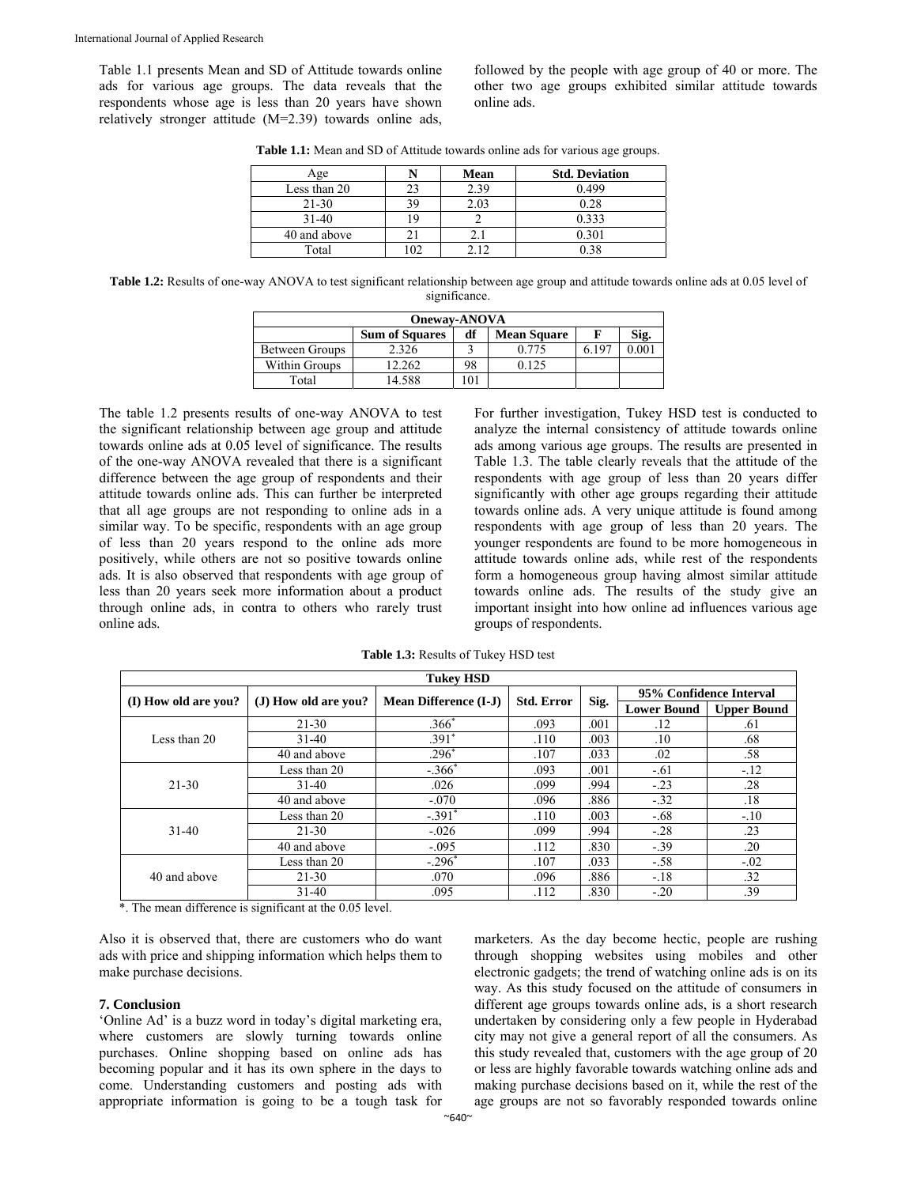Table 1.1 presents Mean and SD of Attitude towards online ads for various age groups. The data reveals that the respondents whose age is less than 20 years have shown relatively stronger attitude (M=2.39) towards online ads, followed by the people with age group of 40 or more. The other two age groups exhibited similar attitude towards online ads.

**Table 1.1:** Mean and SD of Attitude towards online ads for various age groups.

| Age | N | Mean | Std. Deviation |
|---|---|---|---|
| Less than 20 | 23 | 2.39 | 0.499 |
| 21-30 | 39 | 2.03 | 0.28 |
| 31-40 | 19 | 2 | 0.333 |
| 40 and above | 21 | 2.1 | 0.301 |
| Total | 102 | 2.12 | 0.38 |

**Table 1.2:** Results of one-way ANOVA to test significant relationship between age group and attitude towards online ads at 0.05 level of significance.

| Oneway-ANOVA | | | | | |
|---|---|---|---|---|---|
| | Sum of Squares | df | Mean Square | F | Sig. |
| Between Groups | 2.326 | 3 | 0.775 | 6.197 | 0.001 |
| Within Groups | 12.262 | 98 | 0.125 | | |
| Total | 14.588 | 101 | | | |

The table 1.2 presents results of one-way ANOVA to test the significant relationship between age group and attitude towards online ads at 0.05 level of significance. The results of the one-way ANOVA revealed that there is a significant difference between the age group of respondents and their attitude towards online ads. This can further be interpreted that all age groups are not responding to online ads in a similar way. To be specific, respondents with an age group of less than 20 years respond to the online ads more positively, while others are not so positive towards online ads. It is also observed that respondents with age group of less than 20 years seek more information about a product through online ads, in contra to others who rarely trust online ads.

For further investigation, Tukey HSD test is conducted to analyze the internal consistency of attitude towards online ads among various age groups. The results are presented in Table 1.3. The table clearly reveals that the attitude of the respondents with age group of less than 20 years differ significantly with other age groups regarding their attitude towards online ads. A very unique attitude is found among respondents with age group of less than 20 years. The younger respondents are found to be more homogeneous in attitude towards online ads, while rest of the respondents form a homogeneous group having almost similar attitude towards online ads. The results of the study give an important insight into how online ad influences various age groups of respondents.

**Table 1.3:** Results of Tukey HSD test

| Tukey HSD | | | | | | |
|---|---|---|---|---|---|---|
| (I) How old are you? | (J) How old are you? | Mean Difference (I-J) | Std. Error | Sig. | 95% Confidence Interval | |
| | | | | | Lower Bound | Upper Bound |
| Less than 20 | 21-30 | .366* | .093 | .001 | .12 | .61 |
| | 31-40 | .391* | .110 | .003 | .10 | .68 |
| | 40 and above | .296* | .107 | .033 | .02 | .58 |
| 21-30 | Less than 20 | -.366* | .093 | .001 | -.61 | -.12 |
| | 31-40 | .026 | .099 | .994 | -.23 | .28 |
| | 40 and above | -.070 | .096 | .886 | -.32 | .18 |
| 31-40 | Less than 20 | -.391* | .110 | .003 | -.68 | -.10 |
| | 21-30 | -.026 | .099 | .994 | -.28 | .23 |
| | 40 and above | -.095 | .112 | .830 | -.39 | .20 |
| 40 and above | Less than 20 | -.296* | .107 | .033 | -.58 | -.02 |
| | 21-30 | .070 | .096 | .886 | -.18 | .32 |
| | 31-40 | .095 | .112 | .830 | -.20 | .39 |

*. The mean difference is significant at the 0.05 level.

Also it is observed that, there are customers who do want ads with price and shipping information which helps them to make purchase decisions.

## 7. Conclusion

'Online Ad' is a buzz word in today's digital marketing era, where customers are slowly turning towards online purchases. Online shopping based on online ads has becoming popular and it has its own sphere in the days to come. Understanding customers and posting ads with appropriate information is going to be a tough task for marketers. As the day become hectic, people are rushing through shopping websites using mobiles and other electronic gadgets; the trend of watching online ads is on its way. As this study focused on the attitude of consumers in different age groups towards online ads, is a short research undertaken by considering only a few people in Hyderabad city may not give a general report of all the consumers. As this study revealed that, customers with the age group of 20 or less are highly favorable towards watching online ads and making purchase decisions based on it, while the rest of the age groups are not so favorably responded towards online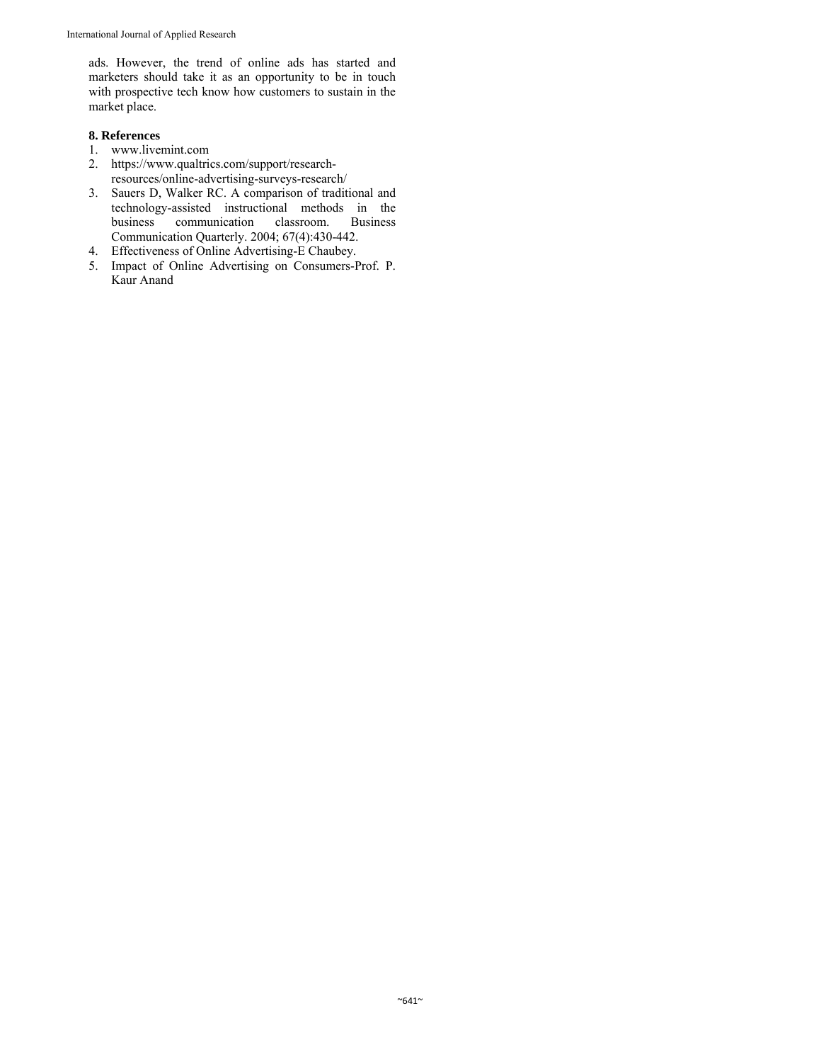ads. However, the trend of online ads has started and marketers should take it as an opportunity to be in touch with prospective tech know how customers to sustain in the market place.

## 8. References

1. www.livemint.com
2. https://www.qualtrics.com/support/research-resources/online-advertising-surveys-research/
3. Sauers D, Walker RC. A comparison of traditional and technology-assisted instructional methods in the business communication classroom. Business Communication Quarterly. 2004; 67(4):430-442.
4. Effectiveness of Online Advertising-E Chaubey.
5. Impact of Online Advertising on Consumers-Prof. P. Kaur Anand